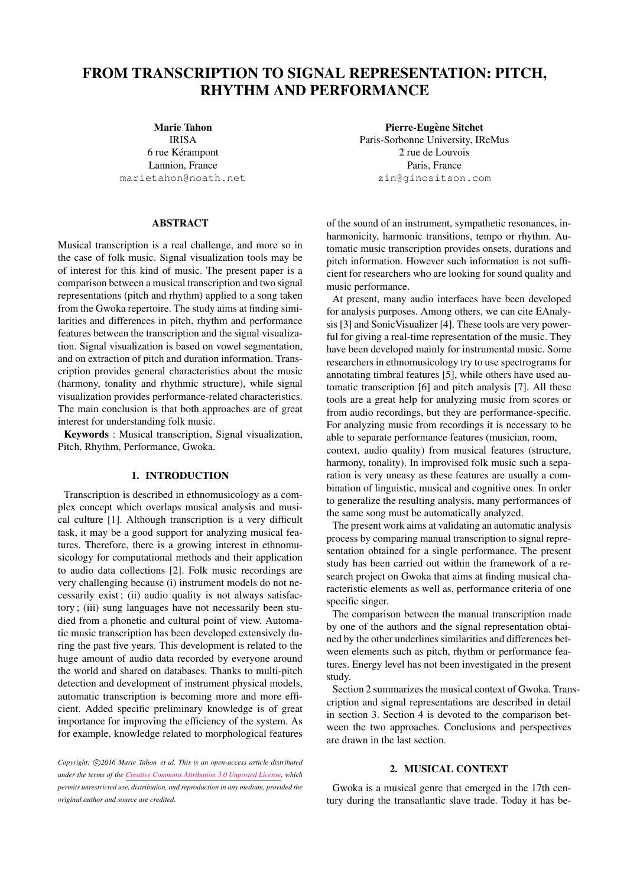# FROM TRANSCRIPTION TO SIGNAL REPRESENTATION: PITCH, RHYTHM AND PERFORMANCE

**Marie Tahon**
IRISA
6 rue Kérampont
Lannion, France
marietahon@noath.net

**Pierre-Eugène Sitchet**
Paris-Sorbonne University, IReMus
2 rue de Louvois
Paris, France
zin@ginositson.com

## ABSTRACT

Musical transcription is a real challenge, and more so in the case of folk music. Signal visualization tools may be of interest for this kind of music. The present paper is a comparison between a musical transcription and two signal representations (pitch and rhythm) applied to a song taken from the Gwoka repertoire. The study aims at finding similarities and differences in pitch, rhythm and performance features between the transcription and the signal visualization. Signal visualization is based on vowel segmentation, and on extraction of pitch and duration information. Transcription provides general characteristics about the music (harmony, tonality and rhythmic structure), while signal visualization provides performance-related characteristics. The main conclusion is that both approaches are of great interest for understanding folk music.

**Keywords** : Musical transcription, Signal visualization, Pitch, Rhythm, Performance, Gwoka.

## 1. INTRODUCTION

Transcription is described in ethnomusicology as a complex concept which overlaps musical analysis and musical culture [1]. Although transcription is a very difficult task, it may be a good support for analyzing musical features. Therefore, there is a growing interest in ethnomusicology for computational methods and their application to audio data collections [2]. Folk music recordings are very challenging because (i) instrument models do not necessarily exist ; (ii) audio quality is not always satisfactory ; (iii) sung languages have not necessarily been studied from a phonetic and cultural point of view. Automatic music transcription has been developed extensively during the past five years. This development is related to the huge amount of audio data recorded by everyone around the world and shared on databases. Thanks to multi-pitch detection and development of instrument physical models, automatic transcription is becoming more and more efficient. Added specific preliminary knowledge is of great importance for improving the efficiency of the system. As for example, knowledge related to morphological features of the sound of an instrument, sympathetic resonances, inharmonicity, harmonic transitions, tempo or rhythm. Automatic music transcription provides onsets, durations and pitch information. However such information is not sufficient for researchers who are looking for sound quality and music performance.

At present, many audio interfaces have been developed for analysis purposes. Among others, we can cite EAnalysis [3] and SonicVisualizer [4]. These tools are very powerful for giving a real-time representation of the music. They have been developed mainly for instrumental music. Some researchers in ethnomusicology try to use spectrograms for annotating timbral features [5], while others have used automatic transcription [6] and pitch analysis [7]. All these tools are a great help for analyzing music from scores or from audio recordings, but they are performance-specific. For analyzing music from recordings it is necessary to be able to separate performance features (musician, room, context, audio quality) from musical features (structure, harmony, tonality). In improvised folk music such a separation is very uneasy as these features are usually a combination of linguistic, musical and cognitive ones. In order to generalize the resulting analysis, many performances of the same song must be automatically analyzed.

The present work aims at validating an automatic analysis process by comparing manual transcription to signal representation obtained for a single performance. The present study has been carried out within the framework of a research project on Gwoka that aims at finding musical characteristic elements as well as, performance criteria of one specific singer.

The comparison between the manual transcription made by one of the authors and the signal representation obtained by the other underlines similarities and differences between elements such as pitch, rhythm or performance features. Energy level has not been investigated in the present study.

Section 2 summarizes the musical context of Gwoka. Transcription and signal representations are described in detail in section 3. Section 4 is devoted to the comparison between the two approaches. Conclusions and perspectives are drawn in the last section.

## 2. MUSICAL CONTEXT

Gwoka is a musical genre that emerged in the 17th century during the transatlantic slave trade. Today it has be-

*Copyright: ©2016 Marie Tahon et al. This is an open-access article distributed under the terms of the Creative Commons Attribution 3.0 Unported License, which permits unrestricted use, distribution, and reproduction in any medium, provided the original author and source are credited.*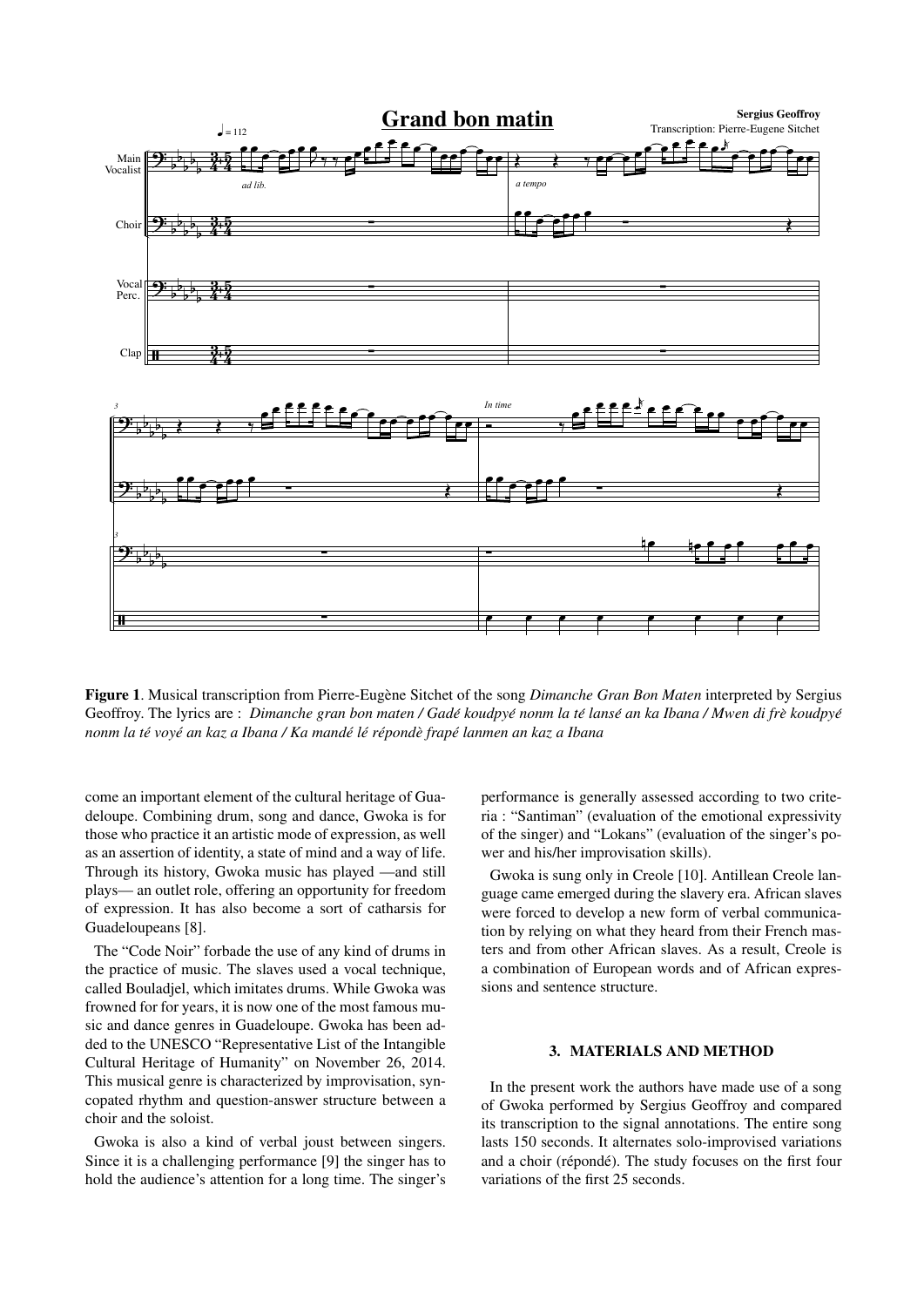**Figure 1**. Musical transcription from Pierre-Eugène Sitchet of the song *Dimanche Gran Bon Maten* interpreted by Sergius Geoffroy. The lyrics are : *Dimanche gran bon maten / Gadé koudpyé nonm la té lansé an ka Ibana / Mwen di frè koudpyé nonm la té voyé an kaz a Ibana / Ka mandé lé répondè frapé lanmen an kaz a Ibana*

come an important element of the cultural heritage of Guadeloupe. Combining drum, song and dance, Gwoka is for those who practice it an artistic mode of expression, as well as an assertion of identity, a state of mind and a way of life. Through its history, Gwoka music has played —and still plays— an outlet role, offering an opportunity for freedom of expression. It has also become a sort of catharsis for Guadeloupeans [8].

The "Code Noir" forbade the use of any kind of drums in the practice of music. The slaves used a vocal technique, called Bouladjel, which imitates drums. While Gwoka was frowned for for years, it is now one of the most famous music and dance genres in Guadeloupe. Gwoka has been added to the UNESCO "Representative List of the Intangible Cultural Heritage of Humanity" on November 26, 2014. This musical genre is characterized by improvisation, syncopated rhythm and question-answer structure between a choir and the soloist.

Gwoka is also a kind of verbal joust between singers. Since it is a challenging performance [9] the singer has to hold the audience's attention for a long time. The singer's performance is generally assessed according to two criteria : "Santiman" (evaluation of the emotional expressivity of the singer) and "Lokans" (evaluation of the singer's power and his/her improvisation skills).

Gwoka is sung only in Creole [10]. Antillean Creole language came emerged during the slavery era. African slaves were forced to develop a new form of verbal communication by relying on what they heard from their French masters and from other African slaves. As a result, Creole is a combination of European words and of African expressions and sentence structure.

## 3. MATERIALS AND METHOD

In the present work the authors have made use of a song of Gwoka performed by Sergius Geoffroy and compared its transcription to the signal annotations. The entire song lasts 150 seconds. It alternates solo-improvised variations and a choir (répondé). The study focuses on the first four variations of the first 25 seconds.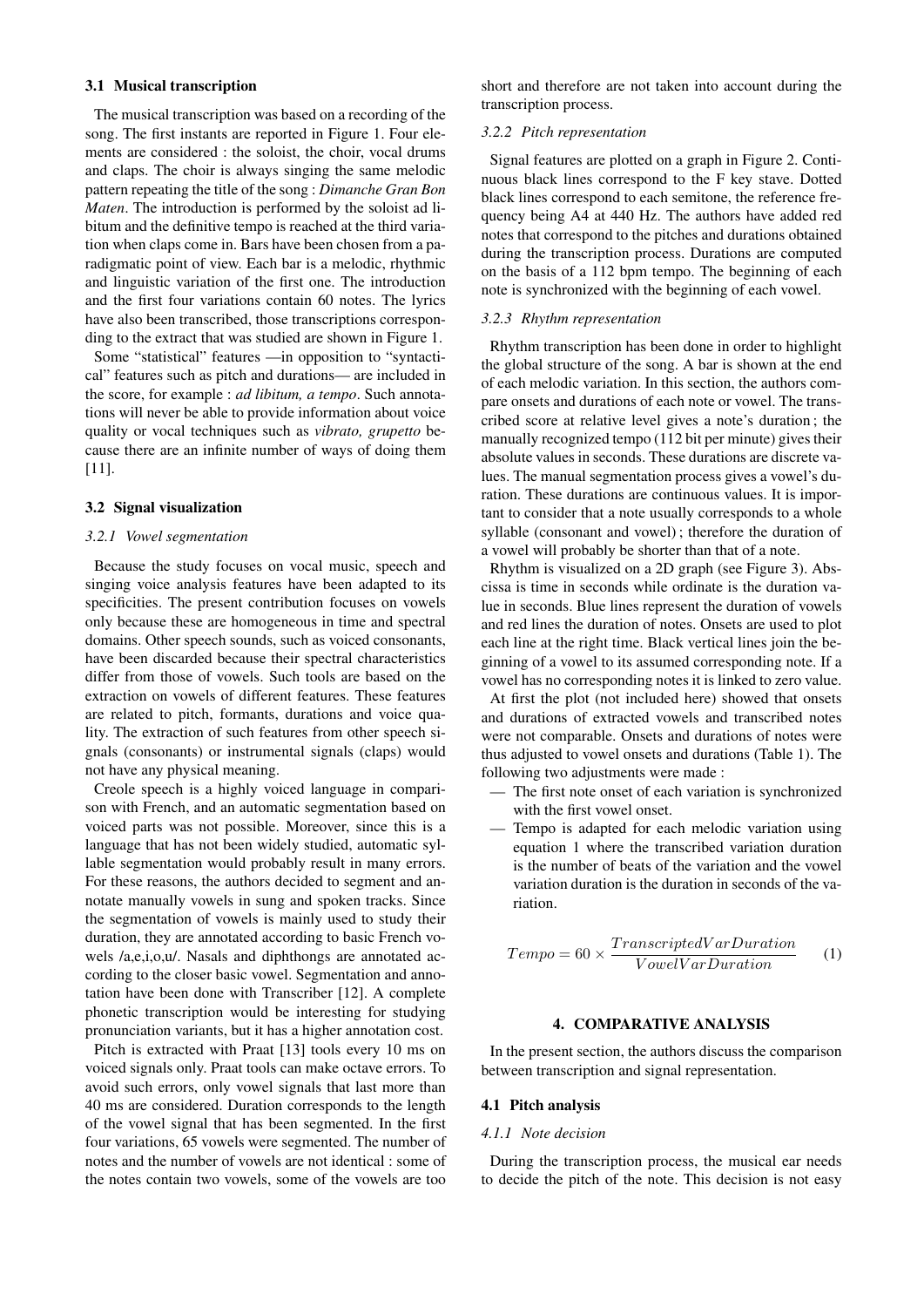### 3.1 Musical transcription

The musical transcription was based on a recording of the song. The first instants are reported in Figure 1. Four elements are considered : the soloist, the choir, vocal drums and claps. The choir is always singing the same melodic pattern repeating the title of the song : *Dimanche Gran Bon Maten*. The introduction is performed by the soloist ad libitum and the definitive tempo is reached at the third variation when claps come in. Bars have been chosen from a paradigmatic point of view. Each bar is a melodic, rhythmic and linguistic variation of the first one. The introduction and the first four variations contain 60 notes. The lyrics have also been transcribed, those transcriptions corresponding to the extract that was studied are shown in Figure 1.

Some "statistical" features —in opposition to "syntactical" features such as pitch and durations— are included in the score, for example : *ad libitum, a tempo*. Such annotations will never be able to provide information about voice quality or vocal techniques such as *vibrato, grupetto* because there are an infinite number of ways of doing them [11].

### 3.2 Signal visualization

#### 3.2.1 Vowel segmentation

Because the study focuses on vocal music, speech and singing voice analysis features have been adapted to its specificities. The present contribution focuses on vowels only because these are homogeneous in time and spectral domains. Other speech sounds, such as voiced consonants, have been discarded because their spectral characteristics differ from those of vowels. Such tools are based on the extraction on vowels of different features. These features are related to pitch, formants, durations and voice quality. The extraction of such features from other speech signals (consonants) or instrumental signals (claps) would not have any physical meaning.

Creole speech is a highly voiced language in comparison with French, and an automatic segmentation based on voiced parts was not possible. Moreover, since this is a language that has not been widely studied, automatic syllable segmentation would probably result in many errors. For these reasons, the authors decided to segment and annotate manually vowels in sung and spoken tracks. Since the segmentation of vowels is mainly used to study their duration, they are annotated according to basic French vowels /a,e,i,o,u/. Nasals and diphthongs are annotated according to the closer basic vowel. Segmentation and annotation have been done with Transcriber [12]. A complete phonetic transcription would be interesting for studying pronunciation variants, but it has a higher annotation cost.

Pitch is extracted with Praat [13] tools every 10 ms on voiced signals only. Praat tools can make octave errors. To avoid such errors, only vowel signals that last more than 40 ms are considered. Duration corresponds to the length of the vowel signal that has been segmented. In the first four variations, 65 vowels were segmented. The number of notes and the number of vowels are not identical : some of the notes contain two vowels, some of the vowels are too short and therefore are not taken into account during the transcription process.

#### 3.2.2 Pitch representation

Signal features are plotted on a graph in Figure 2. Continuous black lines correspond to the F key stave. Dotted black lines correspond to each semitone, the reference frequency being A4 at 440 Hz. The authors have added red notes that correspond to the pitches and durations obtained during the transcription process. Durations are computed on the basis of a 112 bpm tempo. The beginning of each note is synchronized with the beginning of each vowel.

#### 3.2.3 Rhythm representation

Rhythm transcription has been done in order to highlight the global structure of the song. A bar is shown at the end of each melodic variation. In this section, the authors compare onsets and durations of each note or vowel. The transcribed score at relative level gives a note's duration ; the manually recognized tempo (112 bit per minute) gives their absolute values in seconds. These durations are discrete values. The manual segmentation process gives a vowel's duration. These durations are continuous values. It is important to consider that a note usually corresponds to a whole syllable (consonant and vowel) ; therefore the duration of a vowel will probably be shorter than that of a note.

Rhythm is visualized on a 2D graph (see Figure 3). Abscissa is time in seconds while ordinate is the duration value in seconds. Blue lines represent the duration of vowels and red lines the duration of notes. Onsets are used to plot each line at the right time. Black vertical lines join the beginning of a vowel to its assumed corresponding note. If a vowel has no corresponding notes it is linked to zero value.

At first the plot (not included here) showed that onsets and durations of extracted vowels and transcribed notes were not comparable. Onsets and durations of notes were thus adjusted to vowel onsets and durations (Table 1). The following two adjustments were made :

- The first note onset of each variation is synchronized with the first vowel onset.
- Tempo is adapted for each melodic variation using equation 1 where the transcribed variation duration is the number of beats of the variation and the vowel variation duration is the duration in seconds of the variation.

$$Tempo = 60 \times \frac{TranscriptedVarDuration}{VowelVarDuration} \qquad (1)$$

## 4. COMPARATIVE ANALYSIS

In the present section, the authors discuss the comparison between transcription and signal representation.

### 4.1 Pitch analysis

#### 4.1.1 Note decision

During the transcription process, the musical ear needs to decide the pitch of the note. This decision is not easy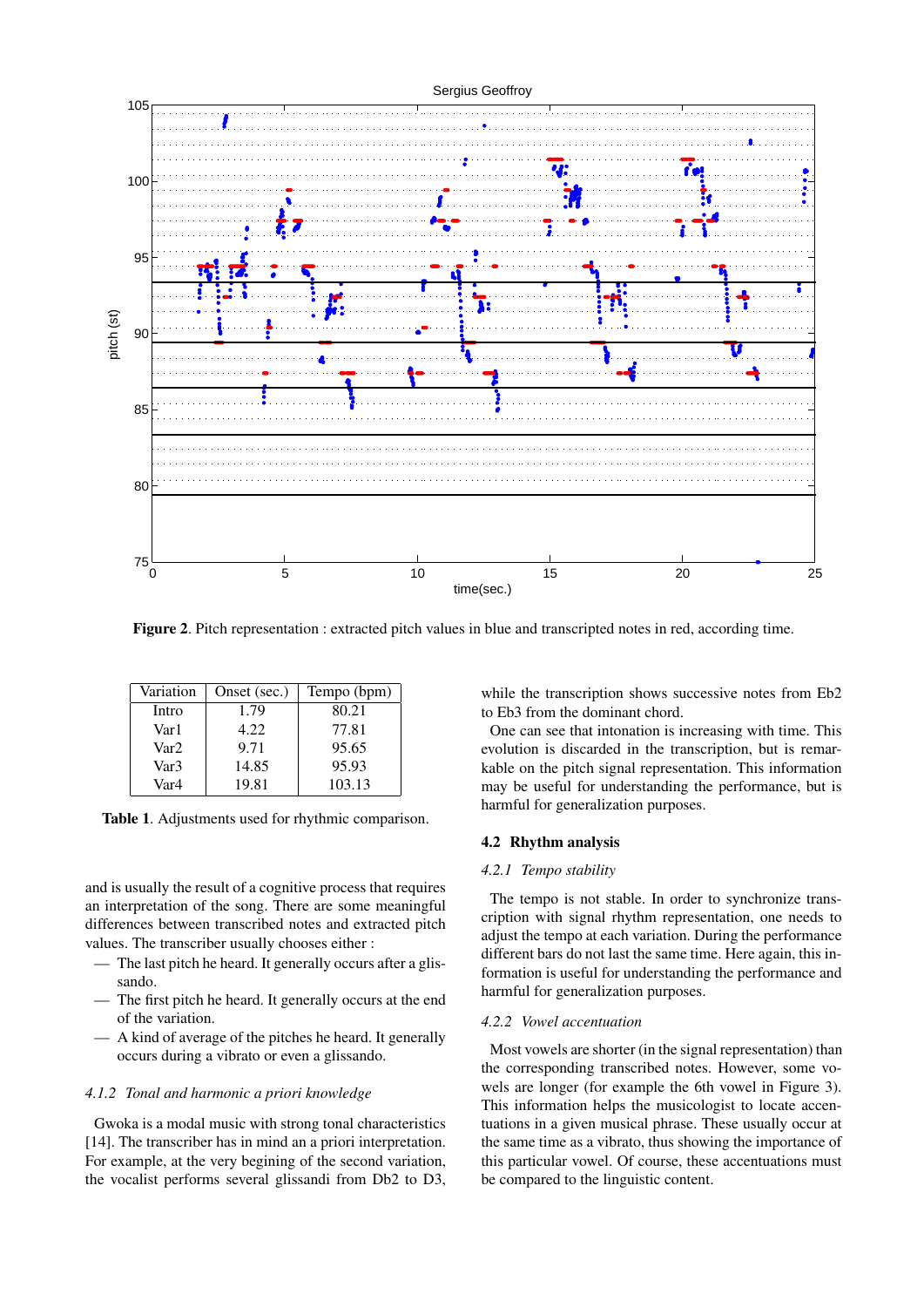**Figure 2**. Pitch representation : extracted pitch values in blue and transcripted notes in red, according time.

| Variation | Onset (sec.) | Tempo (bpm) |
|---|---|---|
| Intro | 1.79 | 80.21 |
| Var1 | 4.22 | 77.81 |
| Var2 | 9.71 | 95.65 |
| Var3 | 14.85 | 95.93 |
| Var4 | 19.81 | 103.13 |

**Table 1**. Adjustments used for rhythmic comparison.

and is usually the result of a cognitive process that requires an interpretation of the song. There are some meaningful differences between transcribed notes and extracted pitch values. The transcriber usually chooses either :

- The last pitch he heard. It generally occurs after a glissando.
- The first pitch he heard. It generally occurs at the end of the variation.
- A kind of average of the pitches he heard. It generally occurs during a vibrato or even a glissando.

#### *4.1.2 Tonal and harmonic a priori knowledge*

Gwoka is a modal music with strong tonal characteristics [14]. The transcriber has in mind an a priori interpretation. For example, at the very begining of the second variation, the vocalist performs several glissandi from Db2 to D3, while the transcription shows successive notes from Eb2 to Eb3 from the dominant chord.

One can see that intonation is increasing with time. This evolution is discarded in the transcription, but is remarkable on the pitch signal representation. This information may be useful for understanding the performance, but is harmful for generalization purposes.

### 4.2 Rhythm analysis

#### *4.2.1 Tempo stability*

The tempo is not stable. In order to synchronize transcription with signal rhythm representation, one needs to adjust the tempo at each variation. During the performance different bars do not last the same time. Here again, this information is useful for understanding the performance and harmful for generalization purposes.

#### *4.2.2 Vowel accentuation*

Most vowels are shorter (in the signal representation) than the corresponding transcribed notes. However, some vowels are longer (for example the 6th vowel in Figure 3). This information helps the musicologist to locate accentuations in a given musical phrase. These usually occur at the same time as a vibrato, thus showing the importance of this particular vowel. Of course, these accentuations must be compared to the linguistic content.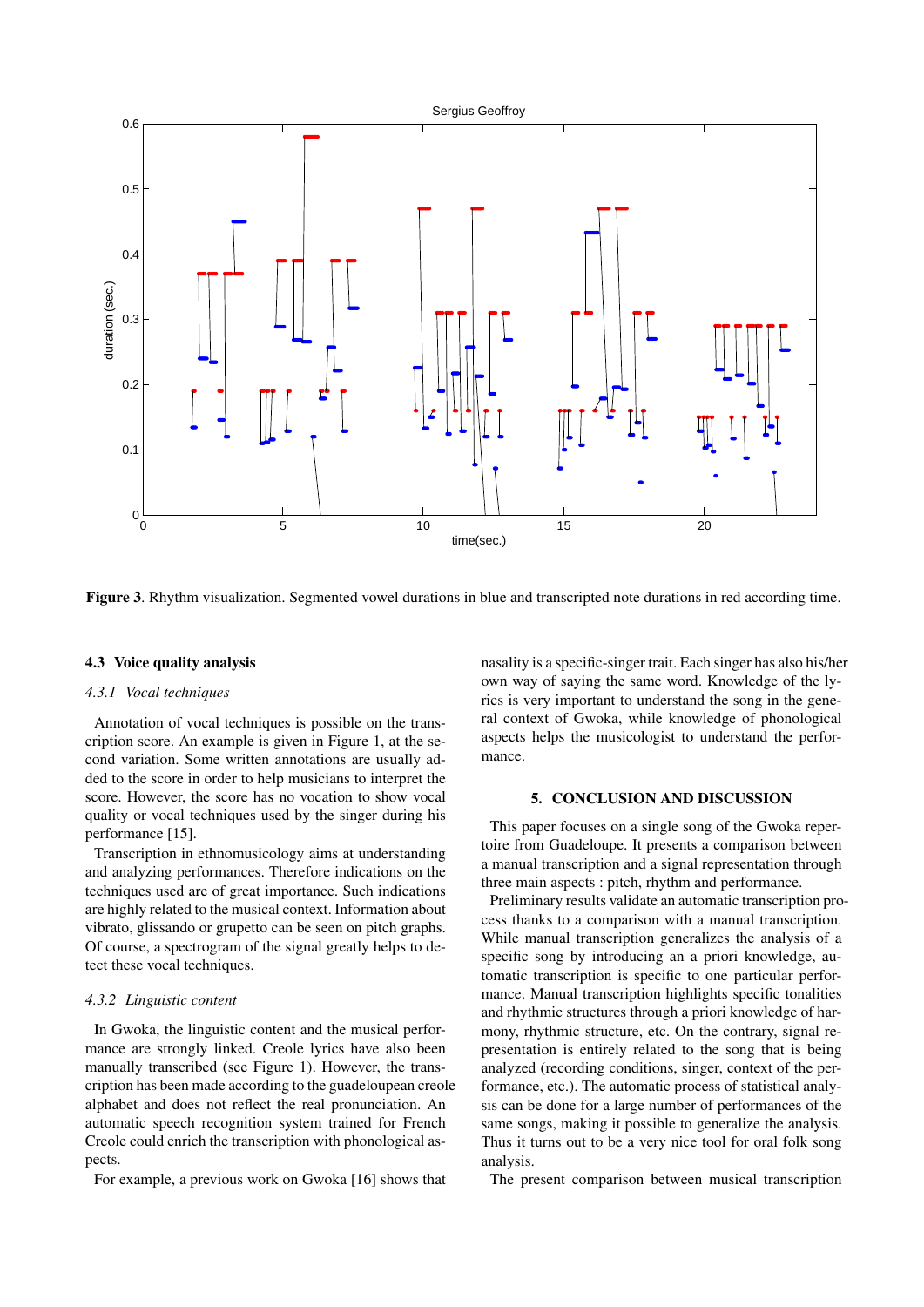**Figure 3**. Rhythm visualization. Segmented vowel durations in blue and transcripted note durations in red according time.

### 4.3 Voice quality analysis

#### *4.3.1 Vocal techniques*

Annotation of vocal techniques is possible on the transcription score. An example is given in Figure 1, at the second variation. Some written annotations are usually added to the score in order to help musicians to interpret the score. However, the score has no vocation to show vocal quality or vocal techniques used by the singer during his performance [15].

Transcription in ethnomusicology aims at understanding and analyzing performances. Therefore indications on the techniques used are of great importance. Such indications are highly related to the musical context. Information about vibrato, glissando or grupetto can be seen on pitch graphs. Of course, a spectrogram of the signal greatly helps to detect these vocal techniques.

#### *4.3.2 Linguistic content*

In Gwoka, the linguistic content and the musical performance are strongly linked. Creole lyrics have also been manually transcribed (see Figure 1). However, the transcription has been made according to the guadeloupean creole alphabet and does not reflect the real pronunciation. An automatic speech recognition system trained for French Creole could enrich the transcription with phonological aspects.

For example, a previous work on Gwoka [16] shows that nasality is a specific-singer trait. Each singer has also his/her own way of saying the same word. Knowledge of the lyrics is very important to understand the song in the general context of Gwoka, while knowledge of phonological aspects helps the musicologist to understand the performance.

## 5. CONCLUSION AND DISCUSSION

This paper focuses on a single song of the Gwoka repertoire from Guadeloupe. It presents a comparison between a manual transcription and a signal representation through three main aspects : pitch, rhythm and performance.

Preliminary results validate an automatic transcription process thanks to a comparison with a manual transcription. While manual transcription generalizes the analysis of a specific song by introducing an a priori knowledge, automatic transcription is specific to one particular performance. Manual transcription highlights specific tonalities and rhythmic structures through a priori knowledge of harmony, rhythmic structure, etc. On the contrary, signal representation is entirely related to the song that is being analyzed (recording conditions, singer, context of the performance, etc.). The automatic process of statistical analysis can be done for a large number of performances of the same songs, making it possible to generalize the analysis. Thus it turns out to be a very nice tool for oral folk song analysis.

The present comparison between musical transcription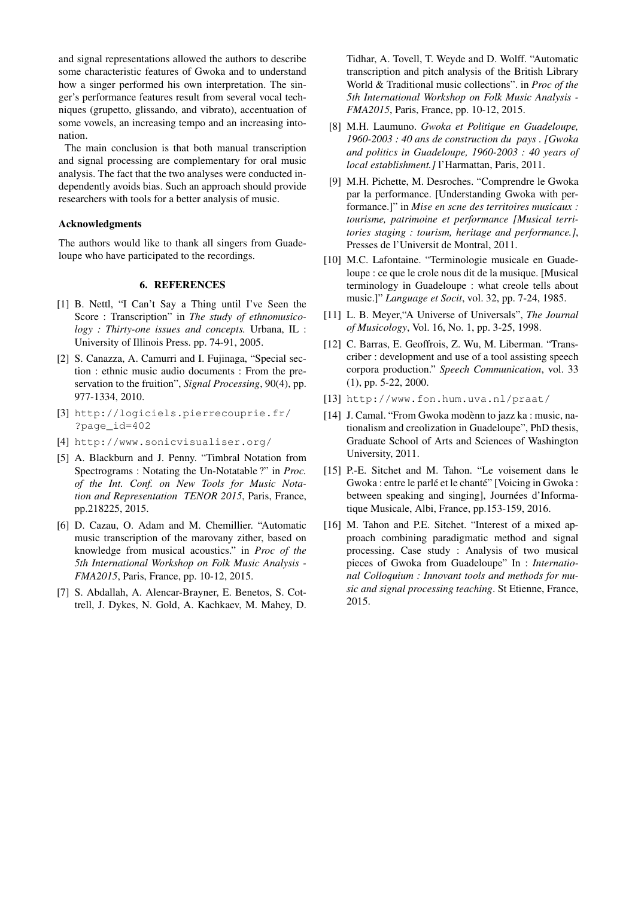and signal representations allowed the authors to describe some characteristic features of Gwoka and to understand how a singer performed his own interpretation. The singer's performance features result from several vocal techniques (grupetto, glissando, and vibrato), accentuation of some vowels, an increasing tempo and an increasing intonation.

The main conclusion is that both manual transcription and signal processing are complementary for oral music analysis. The fact that the two analyses were conducted independently avoids bias. Such an approach should provide researchers with tools for a better analysis of music.

### Acknowledgments

The authors would like to thank all singers from Guadeloupe who have participated to the recordings.

## 6. REFERENCES

[1] B. Nettl, "I Can't Say a Thing until I've Seen the Score : Transcription" in *The study of ethnomusicology : Thirty-one issues and concepts.* Urbana, IL : University of Illinois Press. pp. 74-91, 2005.

[2] S. Canazza, A. Camurri and I. Fujinaga, "Special section : ethnic music audio documents : From the preservation to the fruition", *Signal Processing*, 90(4), pp. 977-1334, 2010.

[3] http://logiciels.pierrecouprie.fr/?page_id=402

[4] http://www.sonicvisualiser.org/

[5] A. Blackburn and J. Penny. "Timbral Notation from Spectrograms : Notating the Un-Notatable ?" in *Proc. of the Int. Conf. on New Tools for Music Notation and Representation TENOR 2015*, Paris, France, pp.218225, 2015.

[6] D. Cazau, O. Adam and M. Chemillier. "Automatic music transcription of the marovany zither, based on knowledge from musical acoustics." in *Proc of the 5th International Workshop on Folk Music Analysis - FMA2015*, Paris, France, pp. 10-12, 2015.

[7] S. Abdallah, A. Alencar-Brayner, E. Benetos, S. Cottrell, J. Dykes, N. Gold, A. Kachkaev, M. Mahey, D. Tidhar, A. Tovell, T. Weyde and D. Wolff. "Automatic transcription and pitch analysis of the British Library World & Traditional music collections". in *Proc of the 5th International Workshop on Folk Music Analysis - FMA2015*, Paris, France, pp. 10-12, 2015.

[8] M.H. Laumuno. *Gwoka et Politique en Guadeloupe, 1960-2003 : 40 ans de construction du pays . [Gwoka and politics in Guadeloupe, 1960-2003 : 40 years of local establishment.]* l'Harmattan, Paris, 2011.

[9] M.H. Pichette, M. Desroches. "Comprendre le Gwoka par la performance. [Understanding Gwoka with performance.]" in *Mise en scne des territoires musicaux : tourisme, patrimoine et performance [Musical territories staging : tourism, heritage and performance.]*, Presses de l'Universit de Montral, 2011.

[10] M.C. Lafontaine. "Terminologie musicale en Guadeloupe : ce que le crole nous dit de la musique. [Musical terminology in Guadeloupe : what creole tells about music.]" *Language et Socit*, vol. 32, pp. 7-24, 1985.

[11] L. B. Meyer,"A Universe of Universals", *The Journal of Musicology*, Vol. 16, No. 1, pp. 3-25, 1998.

[12] C. Barras, E. Geoffrois, Z. Wu, M. Liberman. "Transcriber : development and use of a tool assisting speech corpora production." *Speech Communication*, vol. 33 (1), pp. 5-22, 2000.

[13] http://www.fon.hum.uva.nl/praat/

[14] J. Camal. "From Gwoka modènn to jazz ka : music, nationalism and creolization in Guadeloupe", PhD thesis, Graduate School of Arts and Sciences of Washington University, 2011.

[15] P.-E. Sitchet and M. Tahon. "Le voisement dans le Gwoka : entre le parlé et le chanté" [Voicing in Gwoka : between speaking and singing], Journées d'Informatique Musicale, Albi, France, pp.153-159, 2016.

[16] M. Tahon and P.E. Sitchet. "Interest of a mixed approach combining paradigmatic method and signal processing. Case study : Analysis of two musical pieces of Gwoka from Guadeloupe" In : *International Colloquium : Innovant tools and methods for music and signal processing teaching*. St Etienne, France, 2015.